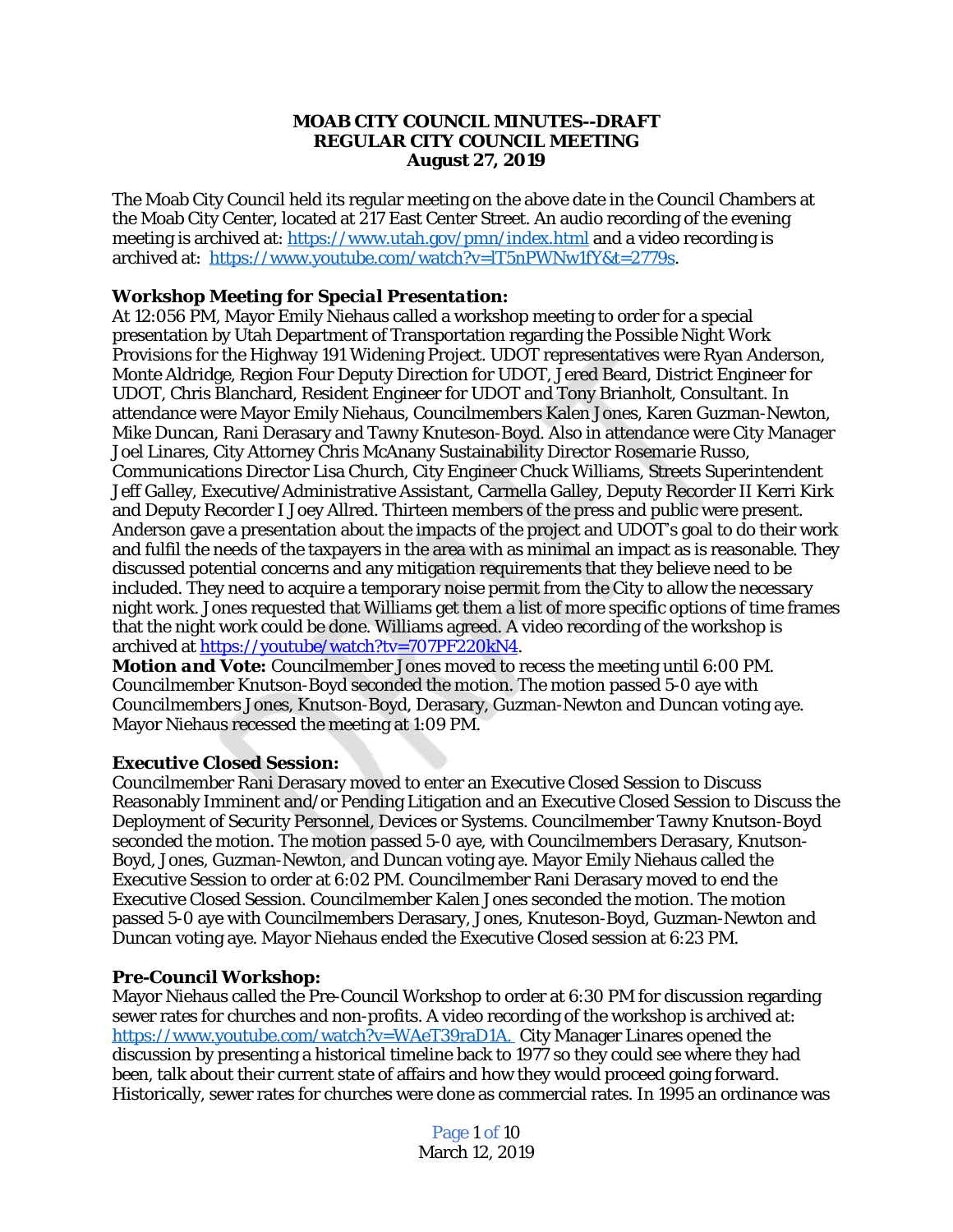**MOAB CITY COUNCIL MINUTES--DRAFT**
**REGULAR CITY COUNCIL MEETING**
**August 27, 2019**

The Moab City Council held its regular meeting on the above date in the Council Chambers at the Moab City Center, located at 217 East Center Street. An audio recording of the evening meeting is archived at: https://www.utah.gov/pmn/index.html and a video recording is archived at: https://www.youtube.com/watch?v=lT5nPWNw1fY&t=2779s.

***Workshop Meeting for Special Presentation:***
At 12:056 PM, Mayor Emily Niehaus called a workshop meeting to order for a special presentation by Utah Department of Transportation regarding the Possible Night Work Provisions for the Highway 191 Widening Project. UDOT representatives were Ryan Anderson, Monte Aldridge, Region Four Deputy Direction for UDOT, Jered Beard, District Engineer for UDOT, Chris Blanchard, Resident Engineer for UDOT and Tony Brianholt, Consultant. In attendance were Mayor Emily Niehaus, Councilmembers Kalen Jones, Karen Guzman-Newton, Mike Duncan, Rani Derasary and Tawny Knuteson-Boyd. Also in attendance were City Manager Joel Linares, City Attorney Chris McAnany Sustainability Director Rosemarie Russo, Communications Director Lisa Church, City Engineer Chuck Williams, Streets Superintendent Jeff Galley, Executive/Administrative Assistant, Carmella Galley, Deputy Recorder II Kerri Kirk and Deputy Recorder I Joey Allred. Thirteen members of the press and public were present. Anderson gave a presentation about the impacts of the project and UDOT's goal to do their work and fulfil the needs of the taxpayers in the area with as minimal an impact as is reasonable. They discussed potential concerns and any mitigation requirements that they believe need to be included. They need to acquire a temporary noise permit from the City to allow the necessary night work. Jones requested that Williams get them a list of more specific options of time frames that the night work could be done. Williams agreed. A video recording of the workshop is archived at https://youtube/watch?tv=707PF220kN4.
***Motion and Vote:*** Councilmember Jones moved to recess the meeting until 6:00 PM. Councilmember Knutson-Boyd seconded the motion. The motion passed 5-0 aye with Councilmembers Jones, Knutson-Boyd, Derasary, Guzman-Newton and Duncan voting aye. Mayor Niehaus recessed the meeting at 1:09 PM.

***Executive Closed Session:***
Councilmember Rani Derasary moved to enter an Executive Closed Session to Discuss Reasonably Imminent and/or Pending Litigation and an Executive Closed Session to Discuss the Deployment of Security Personnel, Devices or Systems. Councilmember Tawny Knutson-Boyd seconded the motion. The motion passed 5-0 aye, with Councilmembers Derasary, Knutson-Boyd, Jones, Guzman-Newton, and Duncan voting aye. Mayor Emily Niehaus called the Executive Session to order at 6:02 PM. Councilmember Rani Derasary moved to end the Executive Closed Session. Councilmember Kalen Jones seconded the motion. The motion passed 5-0 aye with Councilmembers Derasary, Jones, Knuteson-Boyd, Guzman-Newton and Duncan voting aye. Mayor Niehaus ended the Executive Closed session at 6:23 PM.

***Pre-Council Workshop:***
Mayor Niehaus called the Pre-Council Workshop to order at 6:30 PM for discussion regarding sewer rates for churches and non-profits. A video recording of the workshop is archived at: https://www.youtube.com/watch?v=WAeT39raD1A. City Manager Linares opened the discussion by presenting a historical timeline back to 1977 so they could see where they had been, talk about their current state of affairs and how they would proceed going forward. Historically, sewer rates for churches were done as commercial rates. In 1995 an ordinance was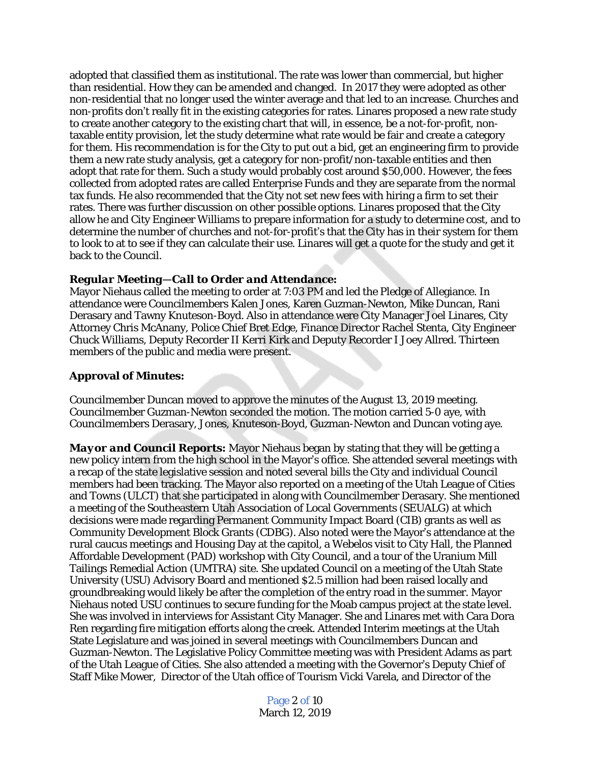adopted that classified them as institutional. The rate was lower than commercial, but higher than residential. How they can be amended and changed. In 2017 they were adopted as other non-residential that no longer used the winter average and that led to an increase. Churches and non-profits don't really fit in the existing categories for rates. Linares proposed a new rate study to create another category to the existing chart that will, in essence, be a not-for-profit, non-taxable entity provision, let the study determine what rate would be fair and create a category for them. His recommendation is for the City to put out a bid, get an engineering firm to provide them a new rate study analysis, get a category for non-profit/non-taxable entities and then adopt that rate for them. Such a study would probably cost around $50,000. However, the fees collected from adopted rates are called Enterprise Funds and they are separate from the normal tax funds. He also recommended that the City not set new fees with hiring a firm to set their rates. There was further discussion on other possible options. Linares proposed that the City allow he and City Engineer Williams to prepare information for a study to determine cost, and to determine the number of churches and not-for-profit's that the City has in their system for them to look to at to see if they can calculate their use. Linares will get a quote for the study and get it back to the Council.

***Regular Meeting—Call to Order and Attendance:***
Mayor Niehaus called the meeting to order at 7:03 PM and led the Pledge of Allegiance. In attendance were Councilmembers Kalen Jones, Karen Guzman-Newton, Mike Duncan, Rani Derasary and Tawny Knuteson-Boyd. Also in attendance were City Manager Joel Linares, City Attorney Chris McAnany, Police Chief Bret Edge, Finance Director Rachel Stenta, City Engineer Chuck Williams, Deputy Recorder II Kerri Kirk and Deputy Recorder I Joey Allred. Thirteen members of the public and media were present.

**Approval of Minutes:**

Councilmember Duncan moved to approve the minutes of the August 13, 2019 meeting. Councilmember Guzman-Newton seconded the motion. The motion carried 5-0 aye, with Councilmembers Derasary, Jones, Knuteson-Boyd, Guzman-Newton and Duncan voting aye.

***Mayor and Council Reports:*** Mayor Niehaus began by stating that they will be getting a new policy intern from the high school in the Mayor's office. She attended several meetings with a recap of the state legislative session and noted several bills the City and individual Council members had been tracking. The Mayor also reported on a meeting of the Utah League of Cities and Towns (ULCT) that she participated in along with Councilmember Derasary. She mentioned a meeting of the Southeastern Utah Association of Local Governments (SEUALG) at which decisions were made regarding Permanent Community Impact Board (CIB) grants as well as Community Development Block Grants (CDBG). Also noted were the Mayor's attendance at the rural caucus meetings and Housing Day at the capitol, a Webelos visit to City Hall, the Planned Affordable Development (PAD) workshop with City Council, and a tour of the Uranium Mill Tailings Remedial Action (UMTRA) site. She updated Council on a meeting of the Utah State University (USU) Advisory Board and mentioned $2.5 million had been raised locally and groundbreaking would likely be after the completion of the entry road in the summer. Mayor Niehaus noted USU continues to secure funding for the Moab campus project at the state level. She was involved in interviews for Assistant City Manager. She and Linares met with Cara Dora Ren regarding fire mitigation efforts along the creek. Attended Interim meetings at the Utah State Legislature and was joined in several meetings with Councilmembers Duncan and Guzman-Newton. The Legislative Policy Committee meeting was with President Adams as part of the Utah League of Cities. She also attended a meeting with the Governor's Deputy Chief of Staff Mike Mower, Director of the Utah office of Tourism Vicki Varela, and Director of the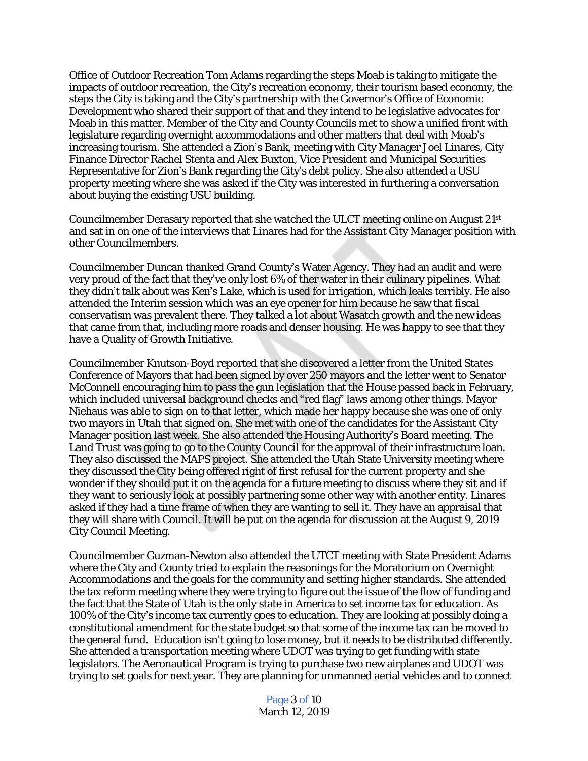Office of Outdoor Recreation Tom Adams regarding the steps Moab is taking to mitigate the impacts of outdoor recreation, the City's recreation economy, their tourism based economy, the steps the City is taking and the City's partnership with the Governor's Office of Economic Development who shared their support of that and they intend to be legislative advocates for Moab in this matter. Member of the City and County Councils met to show a unified front with legislature regarding overnight accommodations and other matters that deal with Moab's increasing tourism. She attended a Zion's Bank, meeting with City Manager Joel Linares, City Finance Director Rachel Stenta and Alex Buxton, Vice President and Municipal Securities Representative for Zion's Bank regarding the City's debt policy. She also attended a USU property meeting where she was asked if the City was interested in furthering a conversation about buying the existing USU building.

Councilmember Derasary reported that she watched the ULCT meeting online on August 21st and sat in on one of the interviews that Linares had for the Assistant City Manager position with other Councilmembers.

Councilmember Duncan thanked Grand County's Water Agency. They had an audit and were very proud of the fact that they've only lost 6% of ther water in their culinary pipelines. What they didn't talk about was Ken's Lake, which is used for irrigation, which leaks terribly. He also attended the Interim session which was an eye opener for him because he saw that fiscal conservatism was prevalent there. They talked a lot about Wasatch growth and the new ideas that came from that, including more roads and denser housing. He was happy to see that they have a Quality of Growth Initiative.

Councilmember Knutson-Boyd reported that she discovered a letter from the United States Conference of Mayors that had been signed by over 250 mayors and the letter went to Senator McConnell encouraging him to pass the gun legislation that the House passed back in February, which included universal background checks and "red flag" laws among other things. Mayor Niehaus was able to sign on to that letter, which made her happy because she was one of only two mayors in Utah that signed on. She met with one of the candidates for the Assistant City Manager position last week. She also attended the Housing Authority's Board meeting. The Land Trust was going to go to the County Council for the approval of their infrastructure loan. They also discussed the MAPS project. She attended the Utah State University meeting where they discussed the City being offered right of first refusal for the current property and she wonder if they should put it on the agenda for a future meeting to discuss where they sit and if they want to seriously look at possibly partnering some other way with another entity. Linares asked if they had a time frame of when they are wanting to sell it. They have an appraisal that they will share with Council. It will be put on the agenda for discussion at the August 9, 2019 City Council Meeting.

Councilmember Guzman-Newton also attended the UTCT meeting with State President Adams where the City and County tried to explain the reasonings for the Moratorium on Overnight Accommodations and the goals for the community and setting higher standards. She attended the tax reform meeting where they were trying to figure out the issue of the flow of funding and the fact that the State of Utah is the only state in America to set income tax for education. As 100% of the City's income tax currently goes to education. They are looking at possibly doing a constitutional amendment for the state budget so that some of the income tax can be moved to the general fund. Education isn't going to lose money, but it needs to be distributed differently. She attended a transportation meeting where UDOT was trying to get funding with state legislators. The Aeronautical Program is trying to purchase two new airplanes and UDOT was trying to set goals for next year. They are planning for unmanned aerial vehicles and to connect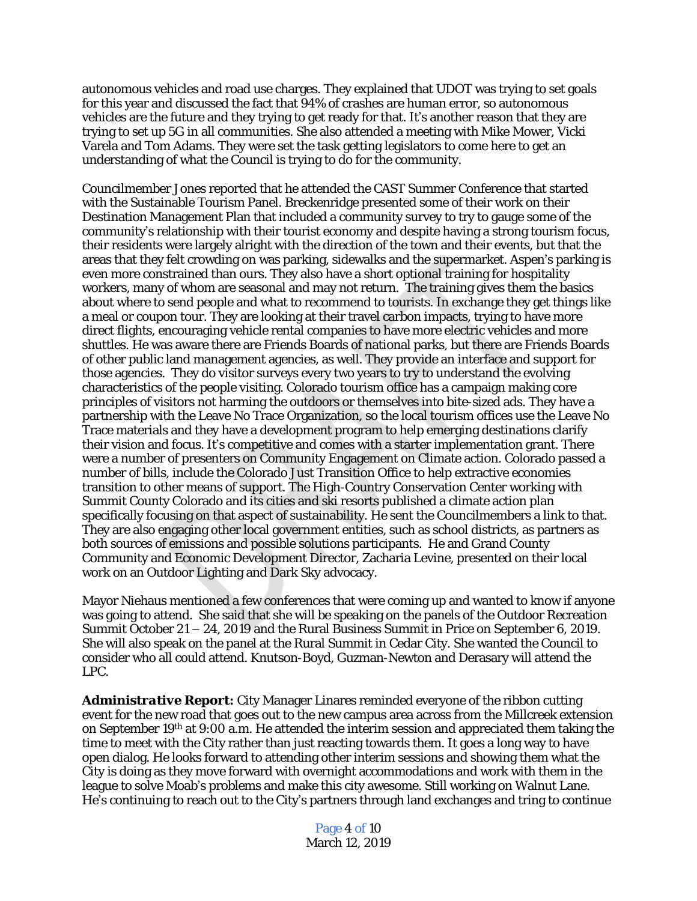autonomous vehicles and road use charges. They explained that UDOT was trying to set goals for this year and discussed the fact that 94% of crashes are human error, so autonomous vehicles are the future and they trying to get ready for that. It's another reason that they are trying to set up 5G in all communities. She also attended a meeting with Mike Mower, Vicki Varela and Tom Adams. They were set the task getting legislators to come here to get an understanding of what the Council is trying to do for the community.

Councilmember Jones reported that he attended the CAST Summer Conference that started with the Sustainable Tourism Panel. Breckenridge presented some of their work on their Destination Management Plan that included a community survey to try to gauge some of the community's relationship with their tourist economy and despite having a strong tourism focus, their residents were largely alright with the direction of the town and their events, but that the areas that they felt crowding on was parking, sidewalks and the supermarket. Aspen's parking is even more constrained than ours. They also have a short optional training for hospitality workers, many of whom are seasonal and may not return. The training gives them the basics about where to send people and what to recommend to tourists. In exchange they get things like a meal or coupon tour. They are looking at their travel carbon impacts, trying to have more direct flights, encouraging vehicle rental companies to have more electric vehicles and more shuttles. He was aware there are Friends Boards of national parks, but there are Friends Boards of other public land management agencies, as well. They provide an interface and support for those agencies. They do visitor surveys every two years to try to understand the evolving characteristics of the people visiting. Colorado tourism office has a campaign making core principles of visitors not harming the outdoors or themselves into bite-sized ads. They have a partnership with the Leave No Trace Organization, so the local tourism offices use the Leave No Trace materials and they have a development program to help emerging destinations clarify their vision and focus. It's competitive and comes with a starter implementation grant. There were a number of presenters on Community Engagement on Climate action. Colorado passed a number of bills, include the Colorado Just Transition Office to help extractive economies transition to other means of support. The High-Country Conservation Center working with Summit County Colorado and its cities and ski resorts published a climate action plan specifically focusing on that aspect of sustainability. He sent the Councilmembers a link to that. They are also engaging other local government entities, such as school districts, as partners as both sources of emissions and possible solutions participants. He and Grand County Community and Economic Development Director, Zacharia Levine, presented on their local work on an Outdoor Lighting and Dark Sky advocacy.

Mayor Niehaus mentioned a few conferences that were coming up and wanted to know if anyone was going to attend. She said that she will be speaking on the panels of the Outdoor Recreation Summit October 21 – 24, 2019 and the Rural Business Summit in Price on September 6, 2019. She will also speak on the panel at the Rural Summit in Cedar City. She wanted the Council to consider who all could attend. Knutson-Boyd, Guzman-Newton and Derasary will attend the LPC.

***Administrative Report:*** City Manager Linares reminded everyone of the ribbon cutting event for the new road that goes out to the new campus area across from the Millcreek extension on September 19th at 9:00 a.m. He attended the interim session and appreciated them taking the time to meet with the City rather than just reacting towards them. It goes a long way to have open dialog. He looks forward to attending other interim sessions and showing them what the City is doing as they move forward with overnight accommodations and work with them in the league to solve Moab's problems and make this city awesome. Still working on Walnut Lane. He's continuing to reach out to the City's partners through land exchanges and tring to continue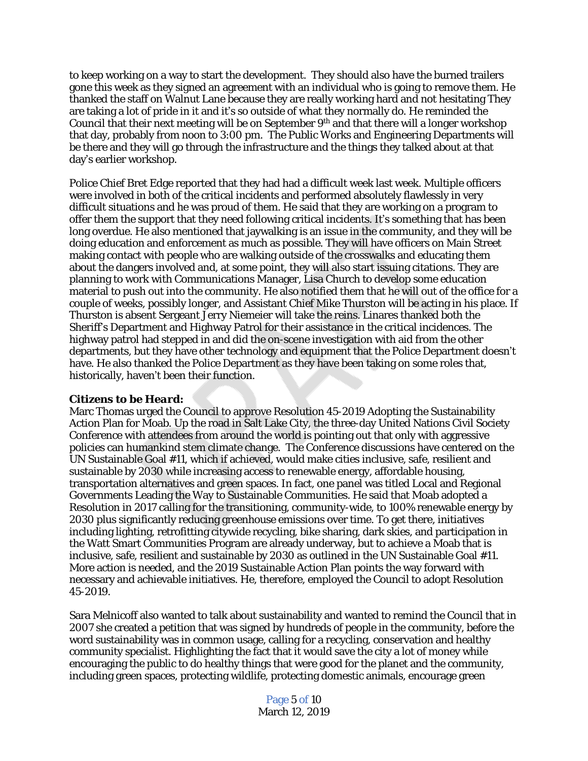to keep working on a way to start the development. They should also have the burned trailers gone this week as they signed an agreement with an individual who is going to remove them. He thanked the staff on Walnut Lane because they are really working hard and not hesitating They are taking a lot of pride in it and it's so outside of what they normally do. He reminded the Council that their next meeting will be on September 9th and that there will a longer workshop that day, probably from noon to 3:00 pm. The Public Works and Engineering Departments will be there and they will go through the infrastructure and the things they talked about at that day's earlier workshop.

Police Chief Bret Edge reported that they had had a difficult week last week. Multiple officers were involved in both of the critical incidents and performed absolutely flawlessly in very difficult situations and he was proud of them. He said that they are working on a program to offer them the support that they need following critical incidents. It's something that has been long overdue. He also mentioned that jaywalking is an issue in the community, and they will be doing education and enforcement as much as possible. They will have officers on Main Street making contact with people who are walking outside of the crosswalks and educating them about the dangers involved and, at some point, they will also start issuing citations. They are planning to work with Communications Manager, Lisa Church to develop some education material to push out into the community. He also notified them that he will out of the office for a couple of weeks, possibly longer, and Assistant Chief Mike Thurston will be acting in his place. If Thurston is absent Sergeant Jerry Niemeier will take the reins. Linares thanked both the Sheriff's Department and Highway Patrol for their assistance in the critical incidences. The highway patrol had stepped in and did the on-scene investigation with aid from the other departments, but they have other technology and equipment that the Police Department doesn't have. He also thanked the Police Department as they have been taking on some roles that, historically, haven't been their function.

***Citizens to be Heard:***

Marc Thomas urged the Council to approve Resolution 45-2019 Adopting the Sustainability Action Plan for Moab. Up the road in Salt Lake City, the three-day United Nations Civil Society Conference with attendees from around the world is pointing out that only with aggressive policies can humankind stem climate change. The Conference discussions have centered on the UN Sustainable Goal #11, which if achieved, would make cities inclusive, safe, resilient and sustainable by 2030 while increasing access to renewable energy, affordable housing, transportation alternatives and green spaces. In fact, one panel was titled Local and Regional Governments Leading the Way to Sustainable Communities. He said that Moab adopted a Resolution in 2017 calling for the transitioning, community-wide, to 100% renewable energy by 2030 plus significantly reducing greenhouse emissions over time. To get there, initiatives including lighting, retrofitting citywide recycling, bike sharing, dark skies, and participation in the Watt Smart Communities Program are already underway, but to achieve a Moab that is inclusive, safe, resilient and sustainable by 2030 as outlined in the UN Sustainable Goal #11. More action is needed, and the 2019 Sustainable Action Plan points the way forward with necessary and achievable initiatives. He, therefore, employed the Council to adopt Resolution 45-2019.

Sara Melnicoff also wanted to talk about sustainability and wanted to remind the Council that in 2007 she created a petition that was signed by hundreds of people in the community, before the word sustainability was in common usage, calling for a recycling, conservation and healthy community specialist. Highlighting the fact that it would save the city a lot of money while encouraging the public to do healthy things that were good for the planet and the community, including green spaces, protecting wildlife, protecting domestic animals, encourage green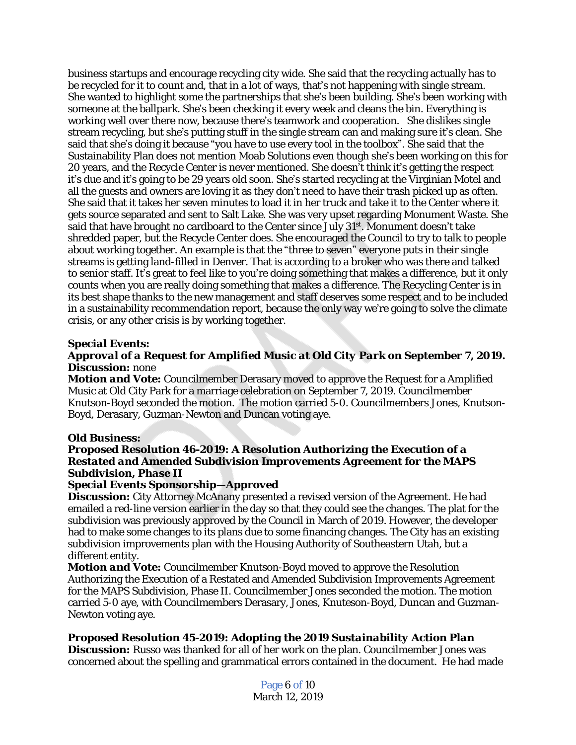business startups and encourage recycling city wide. She said that the recycling actually has to be recycled for it to count and, that in a lot of ways, that's not happening with single stream. She wanted to highlight some the partnerships that she's been building. She's been working with someone at the ballpark. She's been checking it every week and cleans the bin. Everything is working well over there now, because there's teamwork and cooperation. She dislikes single stream recycling, but she's putting stuff in the single stream can and making sure it's clean. She said that she's doing it because "you have to use every tool in the toolbox". She said that the Sustainability Plan does not mention Moab Solutions even though she's been working on this for 20 years, and the Recycle Center is never mentioned. She doesn't think it's getting the respect it's due and it's going to be 29 years old soon. She's started recycling at the Virginian Motel and all the guests and owners are loving it as they don't need to have their trash picked up as often. She said that it takes her seven minutes to load it in her truck and take it to the Center where it gets source separated and sent to Salt Lake. She was very upset regarding Monument Waste. She said that have brought no cardboard to the Center since July 31st. Monument doesn't take shredded paper, but the Recycle Center does. She encouraged the Council to try to talk to people about working together. An example is that the "three to seven" everyone puts in their single streams is getting land-filled in Denver. That is according to a broker who was there and talked to senior staff. It's great to feel like to you're doing something that makes a difference, but it only counts when you are really doing something that makes a difference. The Recycling Center is in its best shape thanks to the new management and staff deserves some respect and to be included in a sustainability recommendation report, because the only way we're going to solve the climate crisis, or any other crisis is by working together.

***Special Events:***
***Approval of a Request for Amplified Music at Old City Park on September 7, 2019.***
**Discussion:** none
***Motion and Vote:*** Councilmember Derasary moved to approve the Request for a Amplified Music at Old City Park for a marriage celebration on September 7, 2019. Councilmember Knutson-Boyd seconded the motion. The motion carried 5-0. Councilmembers Jones, Knutson-Boyd, Derasary, Guzman-Newton and Duncan voting aye.

***Old Business:***
***Proposed Resolution 46-2019: A Resolution Authorizing the Execution of a Restated and Amended Subdivision Improvements Agreement for the MAPS Subdivision, Phase II***
***Special Events Sponsorship—Approved***
**Discussion:** City Attorney McAnany presented a revised version of the Agreement. He had emailed a red-line version earlier in the day so that they could see the changes. The plat for the subdivision was previously approved by the Council in March of 2019. However, the developer had to make some changes to its plans due to some financing changes. The City has an existing subdivision improvements plan with the Housing Authority of Southeastern Utah, but a different entity.
***Motion and Vote:*** Councilmember Knutson-Boyd moved to approve the Resolution Authorizing the Execution of a Restated and Amended Subdivision Improvements Agreement for the MAPS Subdivision, Phase II. Councilmember Jones seconded the motion. The motion carried 5-0 aye, with Councilmembers Derasary, Jones, Knuteson-Boyd, Duncan and Guzman-Newton voting aye.

***Proposed Resolution 45-2019: Adopting the 2019 Sustainability Action Plan***
**Discussion:** Russo was thanked for all of her work on the plan. Councilmember Jones was concerned about the spelling and grammatical errors contained in the document. He had made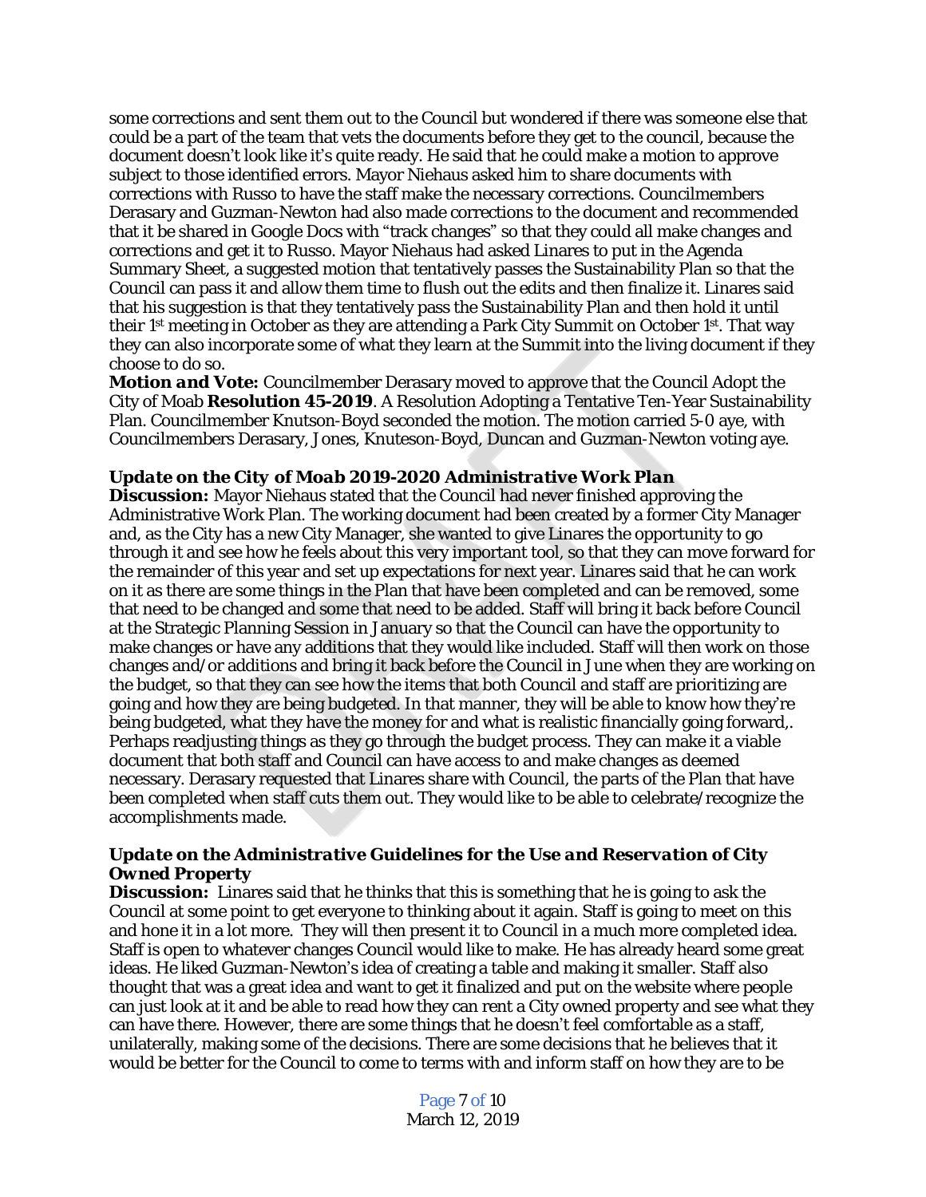some corrections and sent them out to the Council but wondered if there was someone else that could be a part of the team that vets the documents before they get to the council, because the document doesn't look like it's quite ready. He said that he could make a motion to approve subject to those identified errors. Mayor Niehaus asked him to share documents with corrections with Russo to have the staff make the necessary corrections. Councilmembers Derasary and Guzman-Newton had also made corrections to the document and recommended that it be shared in Google Docs with "track changes" so that they could all make changes and corrections and get it to Russo. Mayor Niehaus had asked Linares to put in the Agenda Summary Sheet, a suggested motion that tentatively passes the Sustainability Plan so that the Council can pass it and allow them time to flush out the edits and then finalize it. Linares said that his suggestion is that they tentatively pass the Sustainability Plan and then hold it until their 1st meeting in October as they are attending a Park City Summit on October 1st. That way they can also incorporate some of what they learn at the Summit into the living document if they choose to do so.

***Motion and Vote:*** Councilmember Derasary moved to approve that the Council Adopt the City of Moab **Resolution 45-2019**. A Resolution Adopting a Tentative Ten-Year Sustainability Plan. Councilmember Knutson-Boyd seconded the motion. The motion carried 5-0 aye, with Councilmembers Derasary, Jones, Knuteson-Boyd, Duncan and Guzman-Newton voting aye.

***Update on the City of Moab 2019-2020 Administrative Work Plan***

***Discussion:*** Mayor Niehaus stated that the Council had never finished approving the Administrative Work Plan. The working document had been created by a former City Manager and, as the City has a new City Manager, she wanted to give Linares the opportunity to go through it and see how he feels about this very important tool, so that they can move forward for the remainder of this year and set up expectations for next year. Linares said that he can work on it as there are some things in the Plan that have been completed and can be removed, some that need to be changed and some that need to be added. Staff will bring it back before Council at the Strategic Planning Session in January so that the Council can have the opportunity to make changes or have any additions that they would like included. Staff will then work on those changes and/or additions and bring it back before the Council in June when they are working on the budget, so that they can see how the items that both Council and staff are prioritizing are going and how they are being budgeted. In that manner, they will be able to know how they're being budgeted, what they have the money for and what is realistic financially going forward,. Perhaps readjusting things as they go through the budget process. They can make it a viable document that both staff and Council can have access to and make changes as deemed necessary. Derasary requested that Linares share with Council, the parts of the Plan that have been completed when staff cuts them out. They would like to be able to celebrate/recognize the accomplishments made.

***Update on the Administrative Guidelines for the Use and Reservation of City Owned Property***

***Discussion:*** Linares said that he thinks that this is something that he is going to ask the Council at some point to get everyone to thinking about it again. Staff is going to meet on this and hone it in a lot more. They will then present it to Council in a much more completed idea. Staff is open to whatever changes Council would like to make. He has already heard some great ideas. He liked Guzman-Newton's idea of creating a table and making it smaller. Staff also thought that was a great idea and want to get it finalized and put on the website where people can just look at it and be able to read how they can rent a City owned property and see what they can have there. However, there are some things that he doesn't feel comfortable as a staff, unilaterally, making some of the decisions. There are some decisions that he believes that it would be better for the Council to come to terms with and inform staff on how they are to be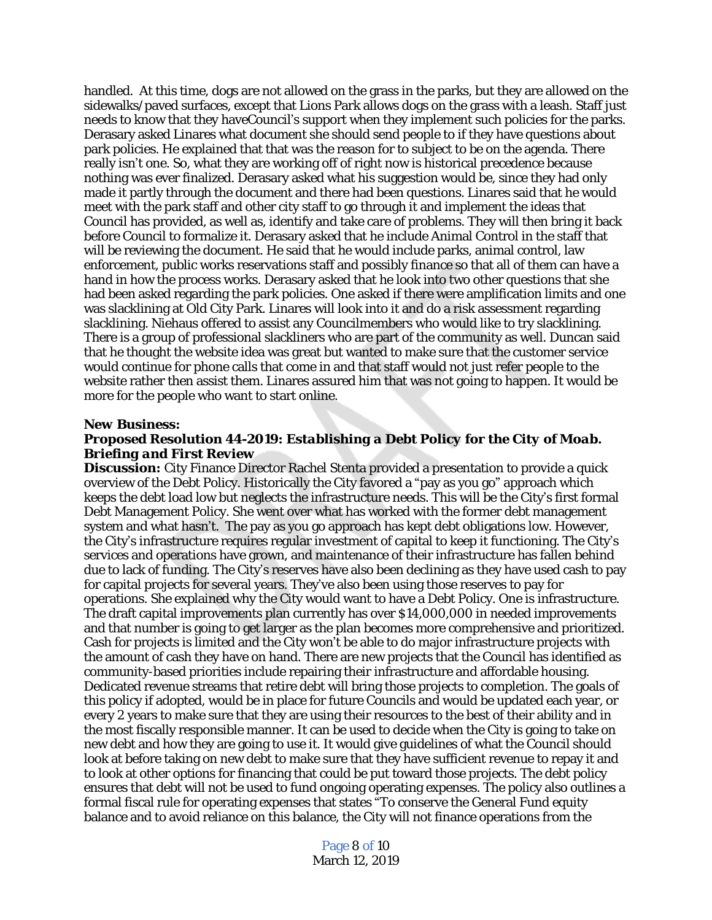handled. At this time, dogs are not allowed on the grass in the parks, but they are allowed on the sidewalks/paved surfaces, except that Lions Park allows dogs on the grass with a leash. Staff just needs to know that they haveCouncil's support when they implement such policies for the parks. Derasary asked Linares what document she should send people to if they have questions about park policies. He explained that that was the reason for to subject to be on the agenda. There really isn't one. So, what they are working off of right now is historical precedence because nothing was ever finalized. Derasary asked what his suggestion would be, since they had only made it partly through the document and there had been questions. Linares said that he would meet with the park staff and other city staff to go through it and implement the ideas that Council has provided, as well as, identify and take care of problems. They will then bring it back before Council to formalize it. Derasary asked that he include Animal Control in the staff that will be reviewing the document. He said that he would include parks, animal control, law enforcement, public works reservations staff and possibly finance so that all of them can have a hand in how the process works. Derasary asked that he look into two other questions that she had been asked regarding the park policies. One asked if there were amplification limits and one was slacklining at Old City Park. Linares will look into it and do a risk assessment regarding slacklining. Niehaus offered to assist any Councilmembers who would like to try slacklining. There is a group of professional slackliners who are part of the community as well. Duncan said that he thought the website idea was great but wanted to make sure that the customer service would continue for phone calls that come in and that staff would not just refer people to the website rather then assist them. Linares assured him that was not going to happen. It would be more for the people who want to start online.

**New Business:**

***Proposed Resolution 44-2019: Establishing a Debt Policy for the City of Moab. Briefing and First Review***

**Discussion:** City Finance Director Rachel Stenta provided a presentation to provide a quick overview of the Debt Policy. Historically the City favored a "pay as you go" approach which keeps the debt load low but neglects the infrastructure needs. This will be the City's first formal Debt Management Policy. She went over what has worked with the former debt management system and what hasn't. The pay as you go approach has kept debt obligations low. However, the City's infrastructure requires regular investment of capital to keep it functioning. The City's services and operations have grown, and maintenance of their infrastructure has fallen behind due to lack of funding. The City's reserves have also been declining as they have used cash to pay for capital projects for several years. They've also been using those reserves to pay for operations. She explained why the City would want to have a Debt Policy. One is infrastructure. The draft capital improvements plan currently has over $14,000,000 in needed improvements and that number is going to get larger as the plan becomes more comprehensive and prioritized. Cash for projects is limited and the City won't be able to do major infrastructure projects with the amount of cash they have on hand. There are new projects that the Council has identified as community-based priorities include repairing their infrastructure and affordable housing. Dedicated revenue streams that retire debt will bring those projects to completion. The goals of this policy if adopted, would be in place for future Councils and would be updated each year, or every 2 years to make sure that they are using their resources to the best of their ability and in the most fiscally responsible manner. It can be used to decide when the City is going to take on new debt and how they are going to use it. It would give guidelines of what the Council should look at before taking on new debt to make sure that they have sufficient revenue to repay it and to look at other options for financing that could be put toward those projects. The debt policy ensures that debt will not be used to fund ongoing operating expenses. The policy also outlines a formal fiscal rule for operating expenses that states "To conserve the General Fund equity balance and to avoid reliance on this balance, the City will not finance operations from the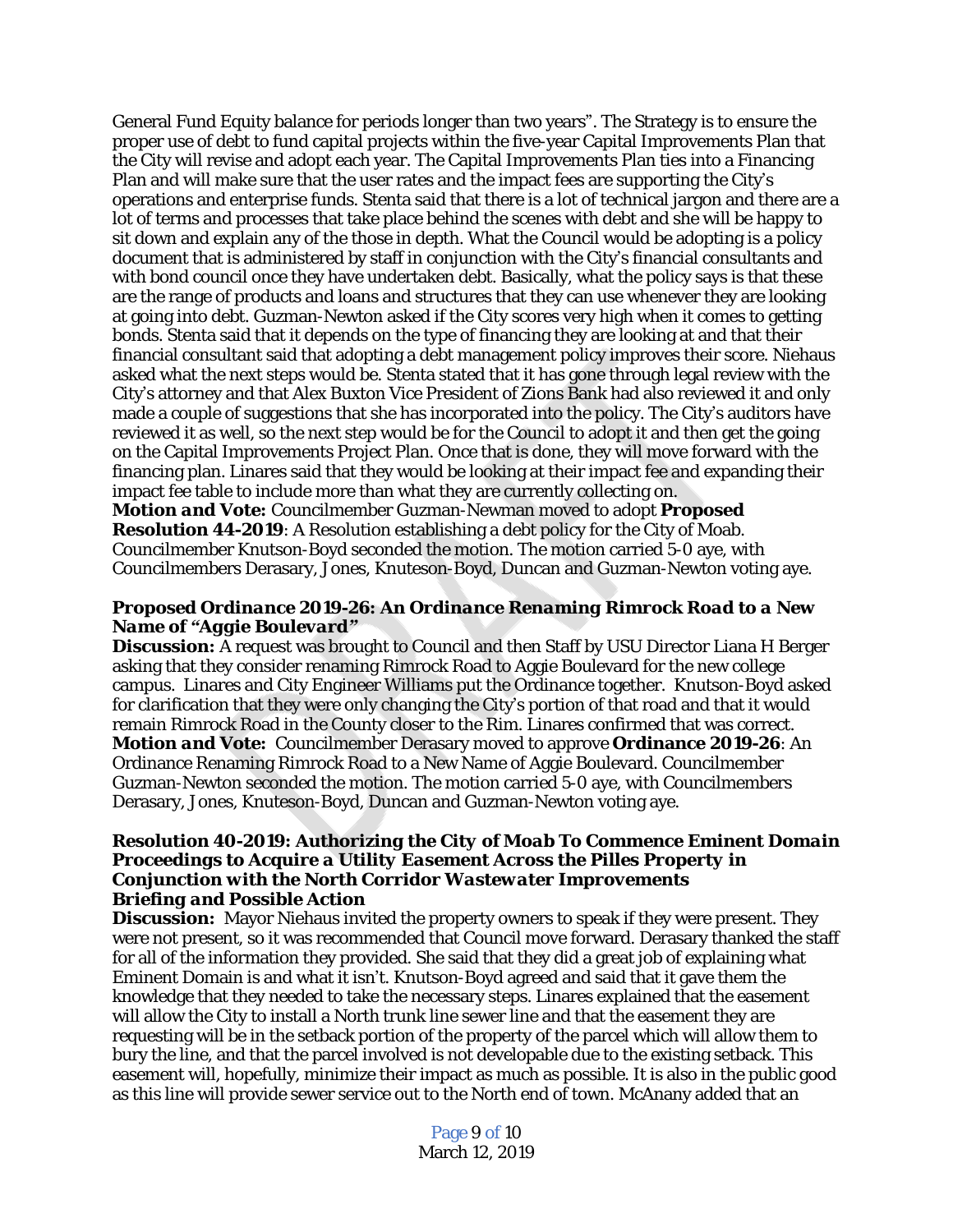General Fund Equity balance for periods longer than two years". The Strategy is to ensure the proper use of debt to fund capital projects within the five-year Capital Improvements Plan that the City will revise and adopt each year. The Capital Improvements Plan ties into a Financing Plan and will make sure that the user rates and the impact fees are supporting the City's operations and enterprise funds. Stenta said that there is a lot of technical jargon and there are a lot of terms and processes that take place behind the scenes with debt and she will be happy to sit down and explain any of the those in depth. What the Council would be adopting is a policy document that is administered by staff in conjunction with the City's financial consultants and with bond council once they have undertaken debt. Basically, what the policy says is that these are the range of products and loans and structures that they can use whenever they are looking at going into debt. Guzman-Newton asked if the City scores very high when it comes to getting bonds. Stenta said that it depends on the type of financing they are looking at and that their financial consultant said that adopting a debt management policy improves their score. Niehaus asked what the next steps would be. Stenta stated that it has gone through legal review with the City's attorney and that Alex Buxton Vice President of Zions Bank had also reviewed it and only made a couple of suggestions that she has incorporated into the policy. The City's auditors have reviewed it as well, so the next step would be for the Council to adopt it and then get the going on the Capital Improvements Project Plan. Once that is done, they will move forward with the financing plan. Linares said that they would be looking at their impact fee and expanding their impact fee table to include more than what they are currently collecting on.
***Motion and Vote:*** Councilmember Guzman-Newman moved to adopt **Proposed Resolution 44-2019**: A Resolution establishing a debt policy for the City of Moab. Councilmember Knutson-Boyd seconded the motion. The motion carried 5-0 aye, with Councilmembers Derasary, Jones, Knuteson-Boyd, Duncan and Guzman-Newton voting aye.

***Proposed Ordinance 2019-26: An Ordinance Renaming Rimrock Road to a New Name of "Aggie Boulevard"***
***Discussion:*** A request was brought to Council and then Staff by USU Director Liana H Berger asking that they consider renaming Rimrock Road to Aggie Boulevard for the new college campus. Linares and City Engineer Williams put the Ordinance together. Knutson-Boyd asked for clarification that they were only changing the City's portion of that road and that it would remain Rimrock Road in the County closer to the Rim. Linares confirmed that was correct.
***Motion and Vote:*** Councilmember Derasary moved to approve **Ordinance 2019-26**: An Ordinance Renaming Rimrock Road to a New Name of Aggie Boulevard. Councilmember Guzman-Newton seconded the motion. The motion carried 5-0 aye, with Councilmembers Derasary, Jones, Knuteson-Boyd, Duncan and Guzman-Newton voting aye.

***Resolution 40-2019: Authorizing the City of Moab To Commence Eminent Domain Proceedings to Acquire a Utility Easement Across the Pilles Property in Conjunction with the North Corridor Wastewater Improvements***
***Briefing and Possible Action***
***Discussion:*** Mayor Niehaus invited the property owners to speak if they were present. They were not present, so it was recommended that Council move forward. Derasary thanked the staff for all of the information they provided. She said that they did a great job of explaining what Eminent Domain is and what it isn't. Knutson-Boyd agreed and said that it gave them the knowledge that they needed to take the necessary steps. Linares explained that the easement will allow the City to install a North trunk line sewer line and that the easement they are requesting will be in the setback portion of the property of the parcel which will allow them to bury the line, and that the parcel involved is not developable due to the existing setback. This easement will, hopefully, minimize their impact as much as possible. It is also in the public good as this line will provide sewer service out to the North end of town. McAnany added that an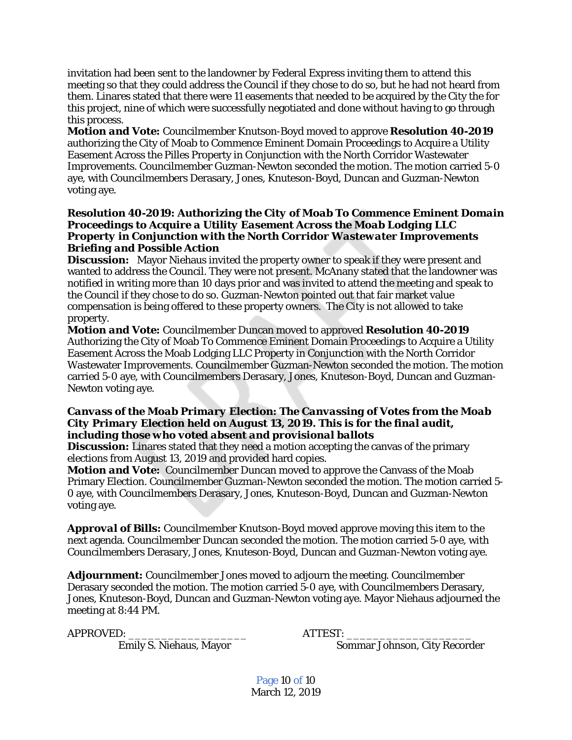invitation had been sent to the landowner by Federal Express inviting them to attend this meeting so that they could address the Council if they chose to do so, but he had not heard from them. Linares stated that there were 11 easements that needed to be acquired by the City the for this project, nine of which were successfully negotiated and done without having to go through this process.

***Motion and Vote:*** Councilmember Knutson-Boyd moved to approve **Resolution 40-2019** authorizing the City of Moab to Commence Eminent Domain Proceedings to Acquire a Utility Easement Across the Pilles Property in Conjunction with the North Corridor Wastewater Improvements. Councilmember Guzman-Newton seconded the motion. The motion carried 5-0 aye, with Councilmembers Derasary, Jones, Knuteson-Boyd, Duncan and Guzman-Newton voting aye.

***Resolution 40-2019: Authorizing the City of Moab To Commence Eminent Domain Proceedings to Acquire a Utility Easement Across the Moab Lodging LLC Property in Conjunction with the North Corridor Wastewater Improvements Briefing and Possible Action***

**Discussion:** Mayor Niehaus invited the property owner to speak if they were present and wanted to address the Council. They were not present. McAnany stated that the landowner was notified in writing more than 10 days prior and was invited to attend the meeting and speak to the Council if they chose to do so. Guzman-Newton pointed out that fair market value compensation is being offered to these property owners. The City is not allowed to take property.

***Motion and Vote:*** Councilmember Duncan moved to approved **Resolution 40-2019** Authorizing the City of Moab To Commence Eminent Domain Proceedings to Acquire a Utility Easement Across the Moab Lodging LLC Property in Conjunction with the North Corridor Wastewater Improvements. Councilmember Guzman-Newton seconded the motion. The motion carried 5-0 aye, with Councilmembers Derasary, Jones, Knuteson-Boyd, Duncan and Guzman-Newton voting aye.

***Canvass of the Moab Primary Election: The Canvassing of Votes from the Moab City Primary Election held on August 13, 2019. This is for the final audit, including those who voted absent and provisional ballots***

**Discussion:** Linares stated that they need a motion accepting the canvas of the primary elections from August 13, 2019 and provided hard copies.

***Motion and Vote:*** Councilmember Duncan moved to approve the Canvass of the Moab Primary Election. Councilmember Guzman-Newton seconded the motion. The motion carried 5-0 aye, with Councilmembers Derasary, Jones, Knuteson-Boyd, Duncan and Guzman-Newton voting aye.

***Approval of Bills:*** Councilmember Knutson-Boyd moved approve moving this item to the next agenda. Councilmember Duncan seconded the motion. The motion carried 5-0 aye, with Councilmembers Derasary, Jones, Knuteson-Boyd, Duncan and Guzman-Newton voting aye.

**Adjournment:** Councilmember Jones moved to adjourn the meeting. Councilmember Derasary seconded the motion. The motion carried 5-0 aye, with Councilmembers Derasary, Jones, Knuteson-Boyd, Duncan and Guzman-Newton voting aye. Mayor Niehaus adjourned the meeting at 8:44 PM.

APPROVED: ___________________ Emily S. Niehaus, Mayor

ATTEST: ___________________ Sommar Johnson, City Recorder

March 12, 2019